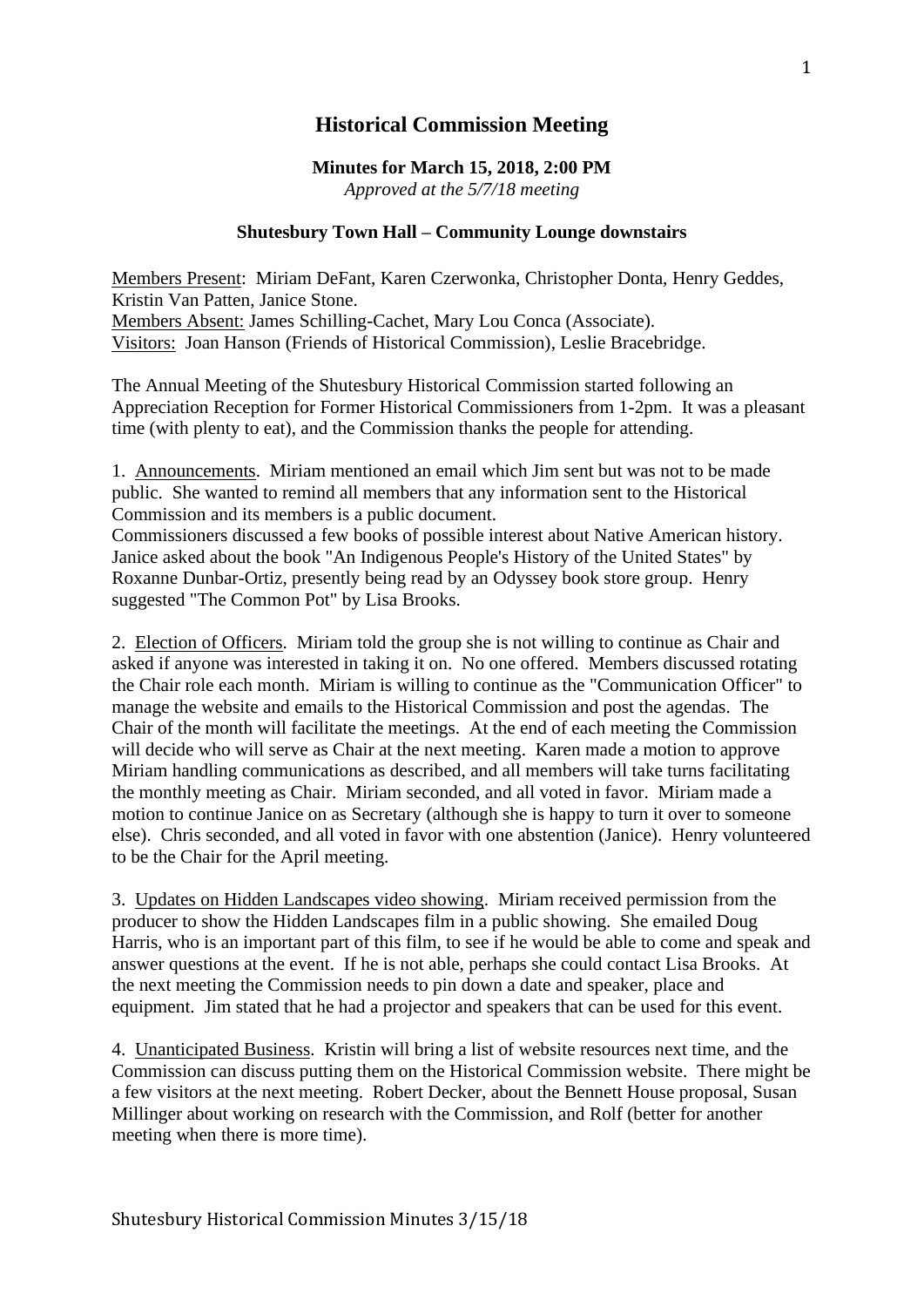# Historical Commission Meeting

**Minutes for March 15, 2018, 2:00 PM**

*Approved at the 5/7/18 meeting*

**Shutesbury Town Hall – Community Lounge downstairs**

Members Present: Miriam DeFant, Karen Czerwonka, Christopher Donta, Henry Geddes, Kristin Van Patten, Janice Stone.
Members Absent: James Schilling-Cachet, Mary Lou Conca (Associate).
Visitors: Joan Hanson (Friends of Historical Commission), Leslie Bracebridge.

The Annual Meeting of the Shutesbury Historical Commission started following an Appreciation Reception for Former Historical Commissioners from 1-2pm. It was a pleasant time (with plenty to eat), and the Commission thanks the people for attending.

1. Announcements. Miriam mentioned an email which Jim sent but was not to be made public. She wanted to remind all members that any information sent to the Historical Commission and its members is a public document.
Commissioners discussed a few books of possible interest about Native American history. Janice asked about the book "An Indigenous People's History of the United States" by Roxanne Dunbar-Ortiz, presently being read by an Odyssey book store group. Henry suggested "The Common Pot" by Lisa Brooks.

2. Election of Officers. Miriam told the group she is not willing to continue as Chair and asked if anyone was interested in taking it on. No one offered. Members discussed rotating the Chair role each month. Miriam is willing to continue as the "Communication Officer" to manage the website and emails to the Historical Commission and post the agendas. The Chair of the month will facilitate the meetings. At the end of each meeting the Commission will decide who will serve as Chair at the next meeting. Karen made a motion to approve Miriam handling communications as described, and all members will take turns facilitating the monthly meeting as Chair. Miriam seconded, and all voted in favor. Miriam made a motion to continue Janice on as Secretary (although she is happy to turn it over to someone else). Chris seconded, and all voted in favor with one abstention (Janice). Henry volunteered to be the Chair for the April meeting.

3. Updates on Hidden Landscapes video showing. Miriam received permission from the producer to show the Hidden Landscapes film in a public showing. She emailed Doug Harris, who is an important part of this film, to see if he would be able to come and speak and answer questions at the event. If he is not able, perhaps she could contact Lisa Brooks. At the next meeting the Commission needs to pin down a date and speaker, place and equipment. Jim stated that he had a projector and speakers that can be used for this event.

4. Unanticipated Business. Kristin will bring a list of website resources next time, and the Commission can discuss putting them on the Historical Commission website. There might be a few visitors at the next meeting. Robert Decker, about the Bennett House proposal, Susan Millinger about working on research with the Commission, and Rolf (better for another meeting when there is more time).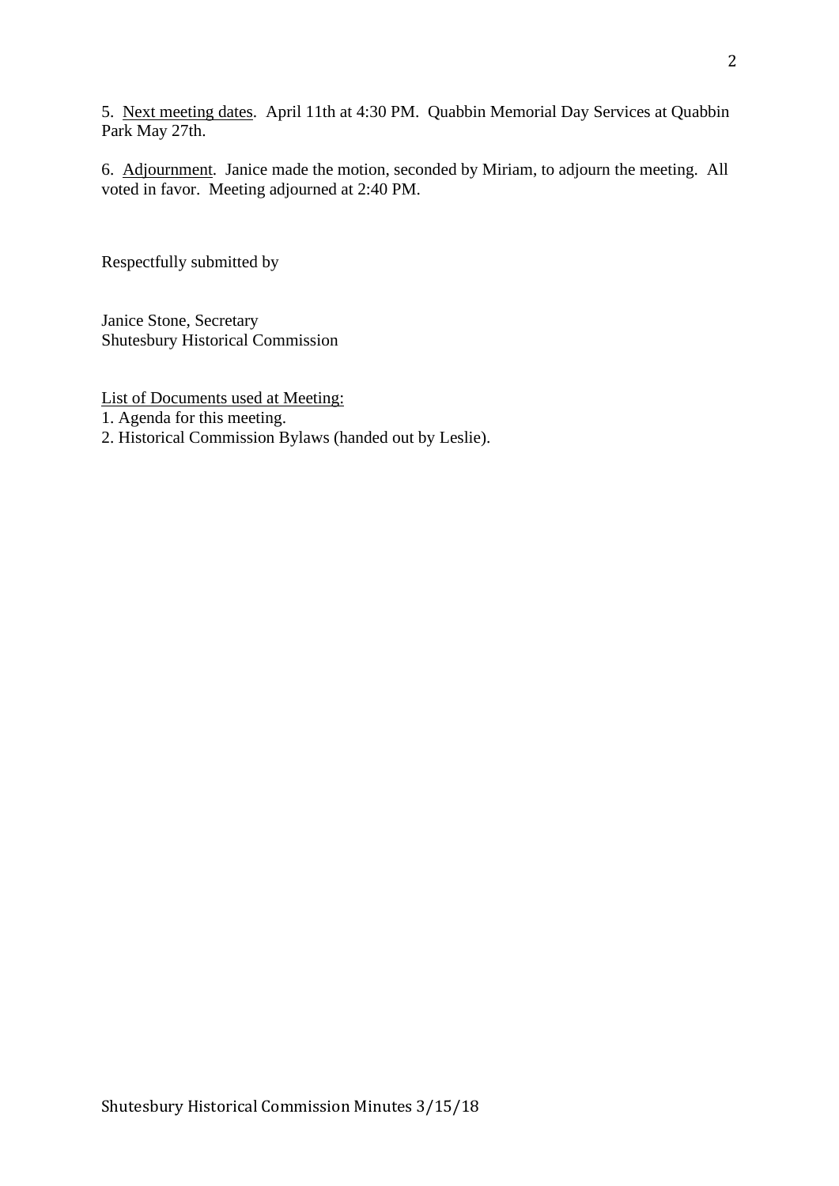5. Next meeting dates. April 11th at 4:30 PM. Quabbin Memorial Day Services at Quabbin Park May 27th.

6. Adjournment. Janice made the motion, seconded by Miriam, to adjourn the meeting. All voted in favor. Meeting adjourned at 2:40 PM.

Respectfully submitted by

Janice Stone, Secretary
Shutesbury Historical Commission

List of Documents used at Meeting:
1. Agenda for this meeting.
2. Historical Commission Bylaws (handed out by Leslie).